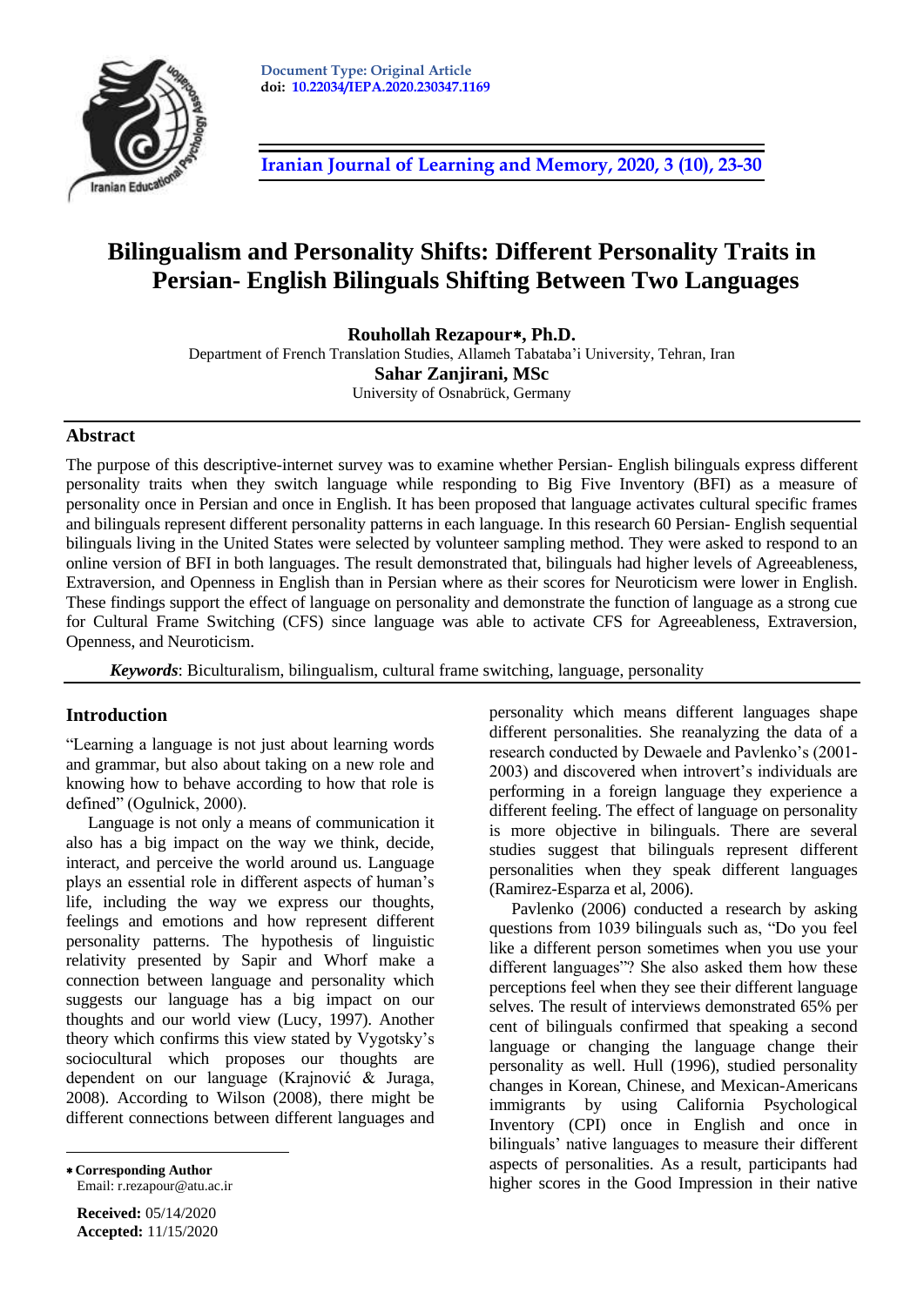Document Type: Original Article
doi: 10.22034/IEPA.2020.230347.1169

# Bilingualism and Personality Shifts: Different Personality Traits in Persian- English Bilinguals Shifting Between Two Languages

**Rouhollah Rezapour*, Ph.D.**
Department of French Translation Studies, Allameh Tabataba'i University, Tehran, Iran
**Sahar Zanjirani, MSc**
University of Osnabrück, Germany

## Abstract

The purpose of this descriptive-internet survey was to examine whether Persian- English bilinguals express different personality traits when they switch language while responding to Big Five Inventory (BFI) as a measure of personality once in Persian and once in English. It has been proposed that language activates cultural specific frames and bilinguals represent different personality patterns in each language. In this research 60 Persian- English sequential bilinguals living in the United States were selected by volunteer sampling method. They were asked to respond to an online version of BFI in both languages. The result demonstrated that, bilinguals had higher levels of Agreeableness, Extraversion, and Openness in English than in Persian where as their scores for Neuroticism were lower in English. These findings support the effect of language on personality and demonstrate the function of language as a strong cue for Cultural Frame Switching (CFS) since language was able to activate CFS for Agreeableness, Extraversion, Openness, and Neuroticism.

***Keywords***: Biculturalism, bilingualism, cultural frame switching, language, personality

## Introduction

"Learning a language is not just about learning words and grammar, but also about taking on a new role and knowing how to behave according to how that role is defined" (Ogulnick, 2000).

Language is not only a means of communication it also has a big impact on the way we think, decide, interact, and perceive the world around us. Language plays an essential role in different aspects of human's life, including the way we express our thoughts, feelings and emotions and how represent different personality patterns. The hypothesis of linguistic relativity presented by Sapir and Whorf make a connection between language and personality which suggests our language has a big impact on our thoughts and our world view (Lucy, 1997). Another theory which confirms this view stated by Vygotsky's sociocultural which proposes our thoughts are dependent on our language (Krajnović & Juraga, 2008). According to Wilson (2008), there might be different connections between different languages and personality which means different languages shape different personalities. She reanalyzing the data of a research conducted by Dewaele and Pavlenko's (2001-2003) and discovered when introvert's individuals are performing in a foreign language they experience a different feeling. The effect of language on personality is more objective in bilinguals. There are several studies suggest that bilinguals represent different personalities when they speak different languages (Ramirez-Esparza et al, 2006).

Pavlenko (2006) conducted a research by asking questions from 1039 bilinguals such as, "Do you feel like a different person sometimes when you use your different languages"? She also asked them how these perceptions feel when they see their different language selves. The result of interviews demonstrated 65% per cent of bilinguals confirmed that speaking a second language or changing the language change their personality as well. Hull (1996), studied personality changes in Korean, Chinese, and Mexican-Americans immigrants by using California Psychological Inventory (CPI) once in English and once in bilinguals' native languages to measure their different aspects of personalities. As a result, participants had higher scores in the Good Impression in their native

* **Corresponding Author**
Email: r.rezapour@atu.ac.ir

**Received:** 05/14/2020
**Accepted:** 11/15/2020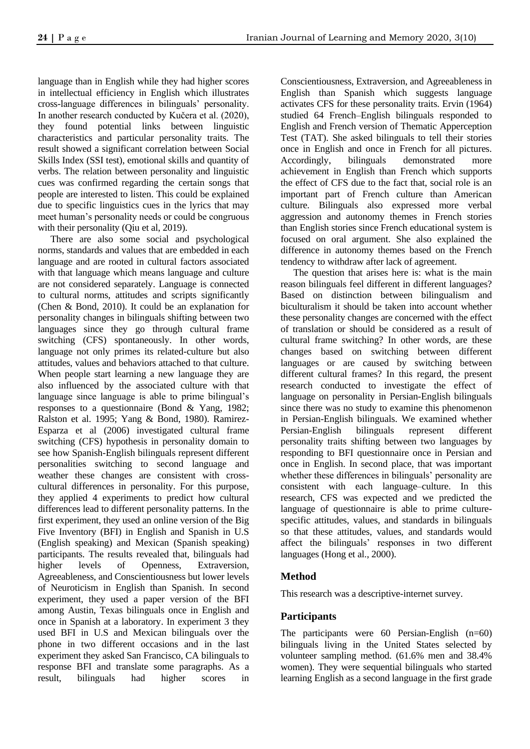language than in English while they had higher scores in intellectual efficiency in English which illustrates cross-language differences in bilinguals' personality. In another research conducted by Kučera et al. (2020), they found potential links between linguistic characteristics and particular personality traits. The result showed a significant correlation between Social Skills Index (SSI test), emotional skills and quantity of verbs. The relation between personality and linguistic cues was confirmed regarding the certain songs that people are interested to listen. This could be explained due to specific linguistics cues in the lyrics that may meet human's personality needs or could be congruous with their personality (Qiu et al, 2019).

There are also some social and psychological norms, standards and values that are embedded in each language and are rooted in cultural factors associated with that language which means language and culture are not considered separately. Language is connected to cultural norms, attitudes and scripts significantly (Chen & Bond, 2010). It could be an explanation for personality changes in bilinguals shifting between two languages since they go through cultural frame switching (CFS) spontaneously. In other words, language not only primes its related-culture but also attitudes, values and behaviors attached to that culture. When people start learning a new language they are also influenced by the associated culture with that language since language is able to prime bilingual's responses to a questionnaire (Bond & Yang, 1982; Ralston et al. 1995; Yang & Bond, 1980). Ramirez-Esparza et al (2006) investigated cultural frame switching (CFS) hypothesis in personality domain to see how Spanish-English bilinguals represent different personalities switching to second language and weather these changes are consistent with cross-cultural differences in personality. For this purpose, they applied 4 experiments to predict how cultural differences lead to different personality patterns. In the first experiment, they used an online version of the Big Five Inventory (BFI) in English and Spanish in U.S (English speaking) and Mexican (Spanish speaking) participants. The results revealed that, bilinguals had higher levels of Openness, Extraversion, Agreeableness, and Conscientiousness but lower levels of Neuroticism in English than Spanish. In second experiment, they used a paper version of the BFI among Austin, Texas bilinguals once in English and once in Spanish at a laboratory. In experiment 3 they used BFI in U.S and Mexican bilinguals over the phone in two different occasions and in the last experiment they asked San Francisco, CA bilinguals to response BFI and translate some paragraphs. As a result, bilinguals had higher scores in Conscientiousness, Extraversion, and Agreeableness in English than Spanish which suggests language activates CFS for these personality traits. Ervin (1964) studied 64 French–English bilinguals responded to English and French version of Thematic Apperception Test (TAT). She asked bilinguals to tell their stories once in English and once in French for all pictures. Accordingly, bilinguals demonstrated more achievement in English than French which supports the effect of CFS due to the fact that, social role is an important part of French culture than American culture. Bilinguals also expressed more verbal aggression and autonomy themes in French stories than English stories since French educational system is focused on oral argument. She also explained the difference in autonomy themes based on the French tendency to withdraw after lack of agreement.

The question that arises here is: what is the main reason bilinguals feel different in different languages? Based on distinction between bilingualism and biculturalism it should be taken into account whether these personality changes are concerned with the effect of translation or should be considered as a result of cultural frame switching? In other words, are these changes based on switching between different languages or are caused by switching between different cultural frames? In this regard, the present research conducted to investigate the effect of language on personality in Persian-English bilinguals since there was no study to examine this phenomenon in Persian-English bilinguals. We examined whether Persian-English bilinguals represent different personality traits shifting between two languages by responding to BFI questionnaire once in Persian and once in English. In second place, that was important whether these differences in bilinguals' personality are consistent with each language–culture. In this research, CFS was expected and we predicted the language of questionnaire is able to prime culture-specific attitudes, values, and standards in bilinguals so that these attitudes, values, and standards would affect the bilinguals' responses in two different languages (Hong et al., 2000).

## Method

This research was a descriptive-internet survey.

## Participants

The participants were 60 Persian-English (n=60) bilinguals living in the United States selected by volunteer sampling method. (61.6% men and 38.4% women). They were sequential bilinguals who started learning English as a second language in the first grade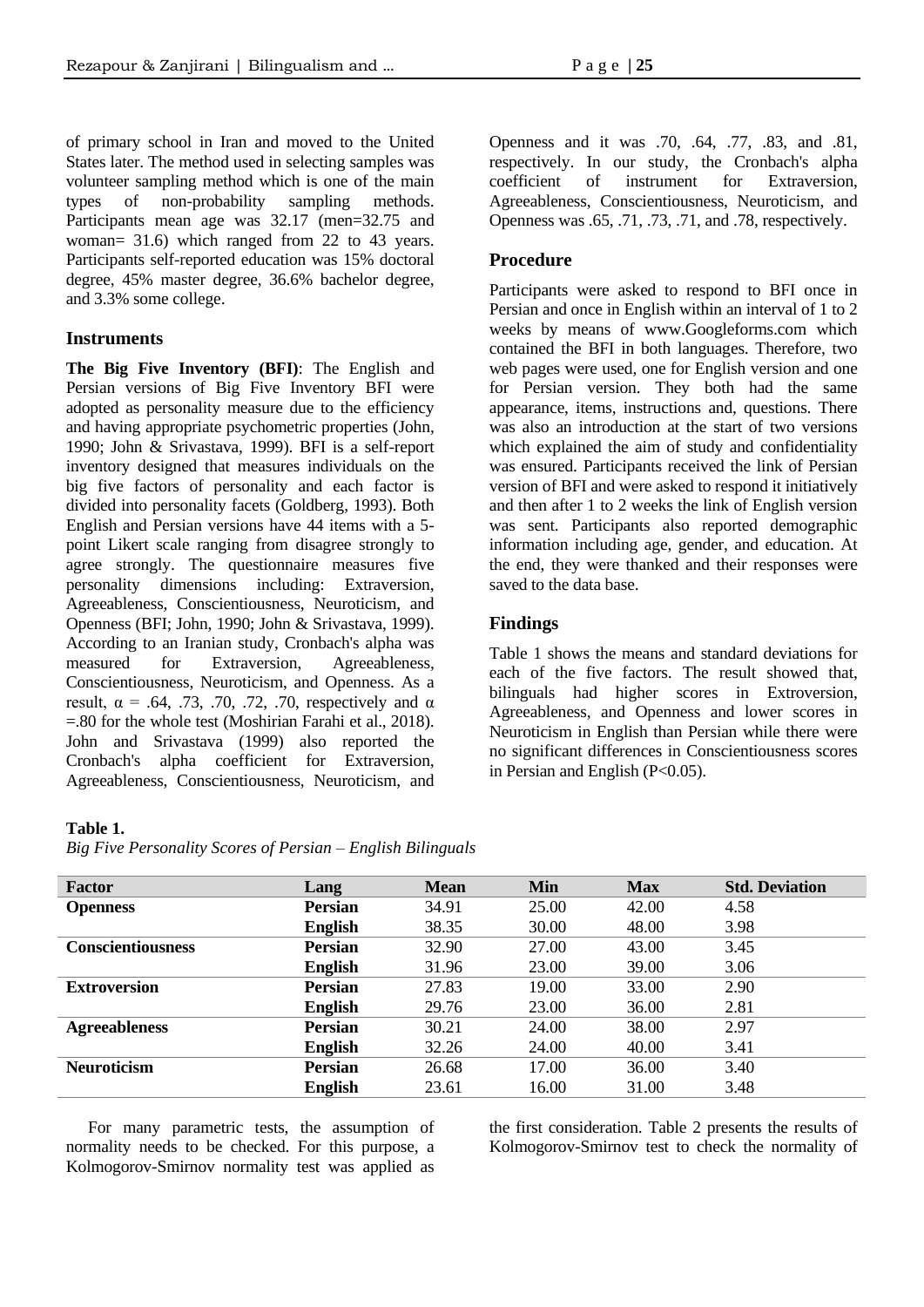of primary school in Iran and moved to the United States later. The method used in selecting samples was volunteer sampling method which is one of the main types of non-probability sampling methods. Participants mean age was 32.17 (men=32.75 and woman= 31.6) which ranged from 22 to 43 years. Participants self-reported education was 15% doctoral degree, 45% master degree, 36.6% bachelor degree, and 3.3% some college.

### Instruments

**The Big Five Inventory (BFI)**: The English and Persian versions of Big Five Inventory BFI were adopted as personality measure due to the efficiency and having appropriate psychometric properties (John, 1990; John & Srivastava, 1999). BFI is a self-report inventory designed that measures individuals on the big five factors of personality and each factor is divided into personality facets (Goldberg, 1993). Both English and Persian versions have 44 items with a 5-point Likert scale ranging from disagree strongly to agree strongly. The questionnaire measures five personality dimensions including: Extraversion, Agreeableness, Conscientiousness, Neuroticism, and Openness (BFI; John, 1990; John & Srivastava, 1999). According to an Iranian study, Cronbach's alpha was measured for Extraversion, Agreeableness, Conscientiousness, Neuroticism, and Openness. As a result, $\alpha$ = .64, .73, .70, .72, .70, respectively and $\alpha$ =.80 for the whole test (Moshirian Farahi et al., 2018). John and Srivastava (1999) also reported the Cronbach's alpha coefficient for Extraversion, Agreeableness, Conscientiousness, Neuroticism, and Openness and it was .70, .64, .77, .83, and .81, respectively. In our study, the Cronbach's alpha coefficient of instrument for Extraversion, Agreeableness, Conscientiousness, Neuroticism, and Openness was .65, .71, .73, .71, and .78, respectively.

### Procedure

Participants were asked to respond to BFI once in Persian and once in English within an interval of 1 to 2 weeks by means of www.Googleforms.com which contained the BFI in both languages. Therefore, two web pages were used, one for English version and one for Persian version. They both had the same appearance, items, instructions and, questions. There was also an introduction at the start of two versions which explained the aim of study and confidentiality was ensured. Participants received the link of Persian version of BFI and were asked to respond it initiatively and then after 1 to 2 weeks the link of English version was sent. Participants also reported demographic information including age, gender, and education. At the end, they were thanked and their responses were saved to the data base.

### Findings

Table 1 shows the means and standard deviations for each of the five factors. The result showed that, bilinguals had higher scores in Extroversion, Agreeableness, and Openness and lower scores in Neuroticism in English than Persian while there were no significant differences in Conscientiousness scores in Persian and English ($P<0.05$).

**Table 1.**
*Big Five Personality Scores of Persian – English Bilinguals*

| Factor | Lang | Mean | Min | Max | Std. Deviation |
|---|---|---|---|---|---|
| **Openness** | **Persian** | 34.91 | 25.00 | 42.00 | 4.58 |
| | **English** | 38.35 | 30.00 | 48.00 | 3.98 |
| **Conscientiousness** | **Persian** | 32.90 | 27.00 | 43.00 | 3.45 |
| | **English** | 31.96 | 23.00 | 39.00 | 3.06 |
| **Extroversion** | **Persian** | 27.83 | 19.00 | 33.00 | 2.90 |
| | **English** | 29.76 | 23.00 | 36.00 | 2.81 |
| **Agreeableness** | **Persian** | 30.21 | 24.00 | 38.00 | 2.97 |
| | **English** | 32.26 | 24.00 | 40.00 | 3.41 |
| **Neuroticism** | **Persian** | 26.68 | 17.00 | 36.00 | 3.40 |
| | **English** | 23.61 | 16.00 | 31.00 | 3.48 |

For many parametric tests, the assumption of normality needs to be checked. For this purpose, a Kolmogorov-Smirnov normality test was applied as the first consideration. Table 2 presents the results of Kolmogorov-Smirnov test to check the normality of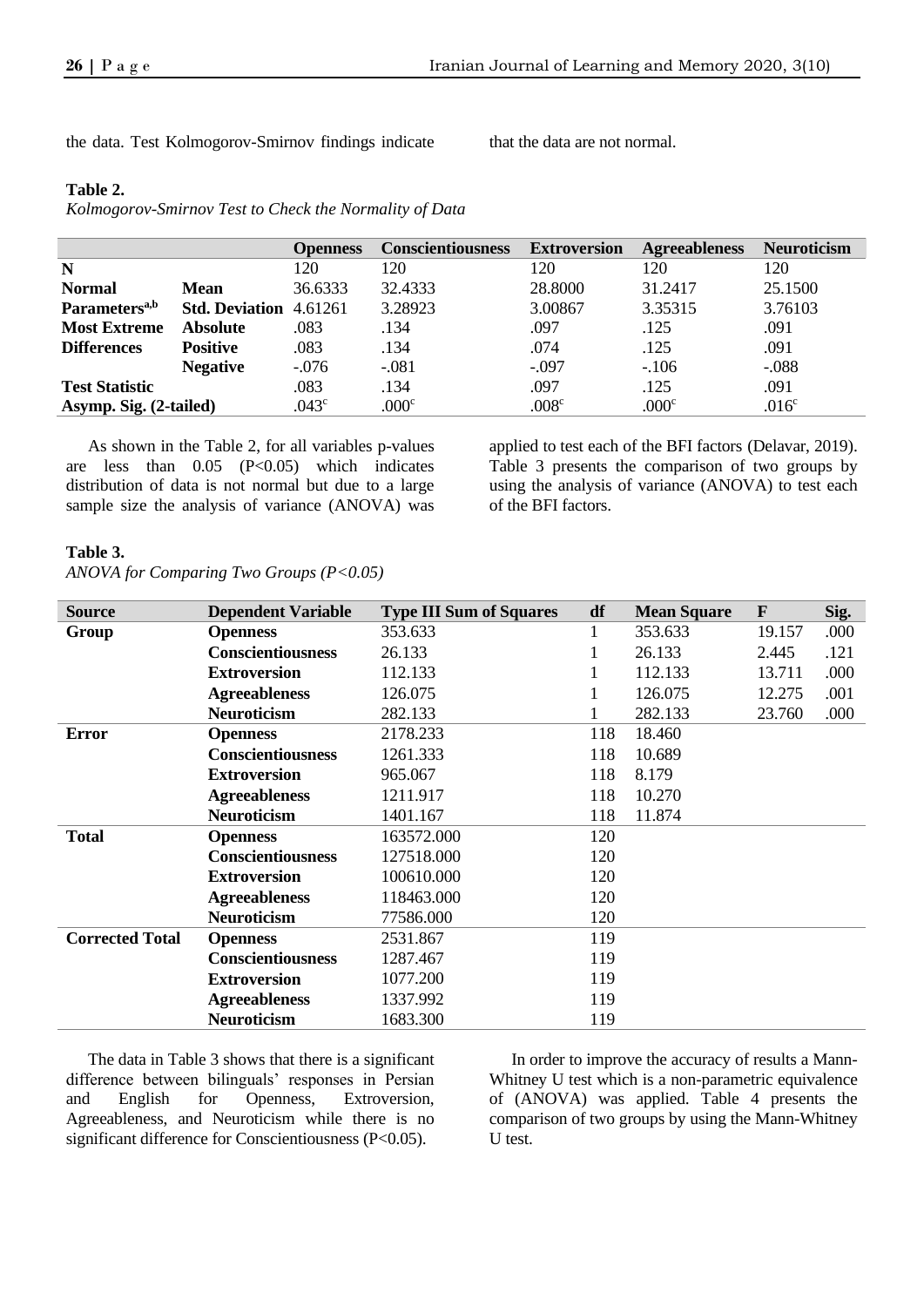the data. Test Kolmogorov-Smirnov findings indicate that the data are not normal.

**Table 2.**
*Kolmogorov-Smirnov Test to Check the Normality of Data*

| | | Openness | Conscientiousness | Extroversion | Agreeableness | Neuroticism |
|---|---|---|---|---|---|---|
| **N** | | 120 | 120 | 120 | 120 | 120 |
| **Normal Parameters[a,b]** | **Mean** | 36.6333 | 32.4333 | 28.8000 | 31.2417 | 25.1500 |
| | **Std. Deviation** | 4.61261 | 3.28923 | 3.00867 | 3.35315 | 3.76103 |
| **Most Extreme Differences** | **Absolute** | .083 | .134 | .097 | .125 | .091 |
| | **Positive** | .083 | .134 | .074 | .125 | .091 |
| | **Negative** | -.076 | -.081 | -.097 | -.106 | -.088 |
| **Test Statistic** | | .083 | .134 | .097 | .125 | .091 |
| **Asymp. Sig. (2-tailed)** | | .043[c] | .000[c] | .008[c] | .000[c] | .016[c] |

As shown in the Table 2, for all variables p-values are less than 0.05 ($P<0.05$) which indicates distribution of data is not normal but due to a large sample size the analysis of variance (ANOVA) was applied to test each of the BFI factors (Delavar, 2019). Table 3 presents the comparison of two groups by using the analysis of variance (ANOVA) to test each of the BFI factors.

**Table 3.**
*ANOVA for Comparing Two Groups (P<0.05)*

| Source | Dependent Variable | Type III Sum of Squares | df | Mean Square | F | Sig. |
|---|---|---|---|---|---|---|
| **Group** | **Openness** | 353.633 | 1 | 353.633 | 19.157 | .000 |
| | **Conscientiousness** | 26.133 | 1 | 26.133 | 2.445 | .121 |
| | **Extroversion** | 112.133 | 1 | 112.133 | 13.711 | .000 |
| | **Agreeableness** | 126.075 | 1 | 126.075 | 12.275 | .001 |
| | **Neuroticism** | 282.133 | 1 | 282.133 | 23.760 | .000 |
| **Error** | **Openness** | 2178.233 | 118 | 18.460 | | |
| | **Conscientiousness** | 1261.333 | 118 | 10.689 | | |
| | **Extroversion** | 965.067 | 118 | 8.179 | | |
| | **Agreeableness** | 1211.917 | 118 | 10.270 | | |
| | **Neuroticism** | 1401.167 | 118 | 11.874 | | |
| **Total** | **Openness** | 163572.000 | 120 | | | |
| | **Conscientiousness** | 127518.000 | 120 | | | |
| | **Extroversion** | 100610.000 | 120 | | | |
| | **Agreeableness** | 118463.000 | 120 | | | |
| | **Neuroticism** | 77586.000 | 120 | | | |
| **Corrected Total** | **Openness** | 2531.867 | 119 | | | |
| | **Conscientiousness** | 1287.467 | 119 | | | |
| | **Extroversion** | 1077.200 | 119 | | | |
| | **Agreeableness** | 1337.992 | 119 | | | |
| | **Neuroticism** | 1683.300 | 119 | | | |

The data in Table 3 shows that there is a significant difference between bilinguals' responses in Persian and English for Openness, Extroversion, Agreeableness, and Neuroticism while there is no significant difference for Conscientiousness ($P<0.05$).

In order to improve the accuracy of results a Mann-Whitney U test which is a non-parametric equivalence of (ANOVA) was applied. Table 4 presents the comparison of two groups by using the Mann-Whitney U test.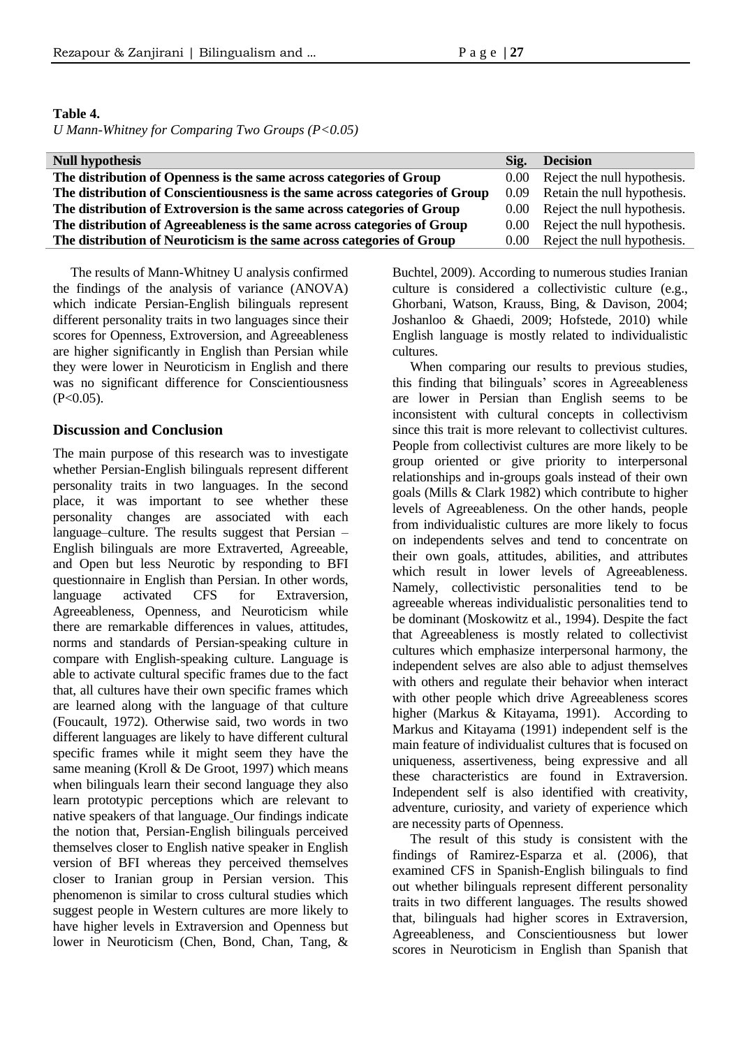**Table 4.**

*U Mann-Whitney for Comparing Two Groups (P<0.05)*

| Null hypothesis | Sig. | Decision |
|---|---|---|
| **The distribution of Openness is the same across categories of Group** | 0.00 | Reject the null hypothesis. |
| **The distribution of Conscientiousness is the same across categories of Group** | 0.09 | Retain the null hypothesis. |
| **The distribution of Extroversion is the same across categories of Group** | 0.00 | Reject the null hypothesis. |
| **The distribution of Agreeableness is the same across categories of Group** | 0.00 | Reject the null hypothesis. |
| **The distribution of Neuroticism is the same across categories of Group** | 0.00 | Reject the null hypothesis. |

The results of Mann-Whitney U analysis confirmed the findings of the analysis of variance (ANOVA) which indicate Persian-English bilinguals represent different personality traits in two languages since their scores for Openness, Extroversion, and Agreeableness are higher significantly in English than Persian while they were lower in Neuroticism in English and there was no significant difference for Conscientiousness ($P<0.05$).

## Discussion and Conclusion

The main purpose of this research was to investigate whether Persian-English bilinguals represent different personality traits in two languages. In the second place, it was important to see whether these personality changes are associated with each language–culture. The results suggest that Persian – English bilinguals are more Extraverted, Agreeable, and Open but less Neurotic by responding to BFI questionnaire in English than Persian. In other words, language activated CFS for Extraversion, Agreeableness, Openness, and Neuroticism while there are remarkable differences in values, attitudes, norms and standards of Persian-speaking culture in compare with English-speaking culture. Language is able to activate cultural specific frames due to the fact that, all cultures have their own specific frames which are learned along with the language of that culture (Foucault, 1972). Otherwise said, two words in two different languages are likely to have different cultural specific frames while it might seem they have the same meaning (Kroll & De Groot, 1997) which means when bilinguals learn their second language they also learn prototypic perceptions which are relevant to native speakers of that language. Our findings indicate the notion that, Persian-English bilinguals perceived themselves closer to English native speaker in English version of BFI whereas they perceived themselves closer to Iranian group in Persian version. This phenomenon is similar to cross cultural studies which suggest people in Western cultures are more likely to have higher levels in Extraversion and Openness but lower in Neuroticism (Chen, Bond, Chan, Tang, & Buchtel, 2009). According to numerous studies Iranian culture is considered a collectivistic culture (e.g., Ghorbani, Watson, Krauss, Bing, & Davison, 2004; Joshanloo & Ghaedi, 2009; Hofstede, 2010) while English language is mostly related to individualistic cultures.

When comparing our results to previous studies, this finding that bilinguals' scores in Agreeableness are lower in Persian than English seems to be inconsistent with cultural concepts in collectivism since this trait is more relevant to collectivist cultures. People from collectivist cultures are more likely to be group oriented or give priority to interpersonal relationships and in-groups goals instead of their own goals (Mills & Clark 1982) which contribute to higher levels of Agreeableness. On the other hands, people from individualistic cultures are more likely to focus on independents selves and tend to concentrate on their own goals, attitudes, abilities, and attributes which result in lower levels of Agreeableness. Namely, collectivistic personalities tend to be agreeable whereas individualistic personalities tend to be dominant (Moskowitz et al., 1994). Despite the fact that Agreeableness is mostly related to collectivist cultures which emphasize interpersonal harmony, the independent selves are also able to adjust themselves with others and regulate their behavior when interact with other people which drive Agreeableness scores higher (Markus & Kitayama, 1991). According to Markus and Kitayama (1991) independent self is the main feature of individualist cultures that is focused on uniqueness, assertiveness, being expressive and all these characteristics are found in Extraversion. Independent self is also identified with creativity, adventure, curiosity, and variety of experience which are necessity parts of Openness.

The result of this study is consistent with the findings of Ramirez-Esparza et al. (2006), that examined CFS in Spanish-English bilinguals to find out whether bilinguals represent different personality traits in two different languages. The results showed that, bilinguals had higher scores in Extraversion, Agreeableness, and Conscientiousness but lower scores in Neuroticism in English than Spanish that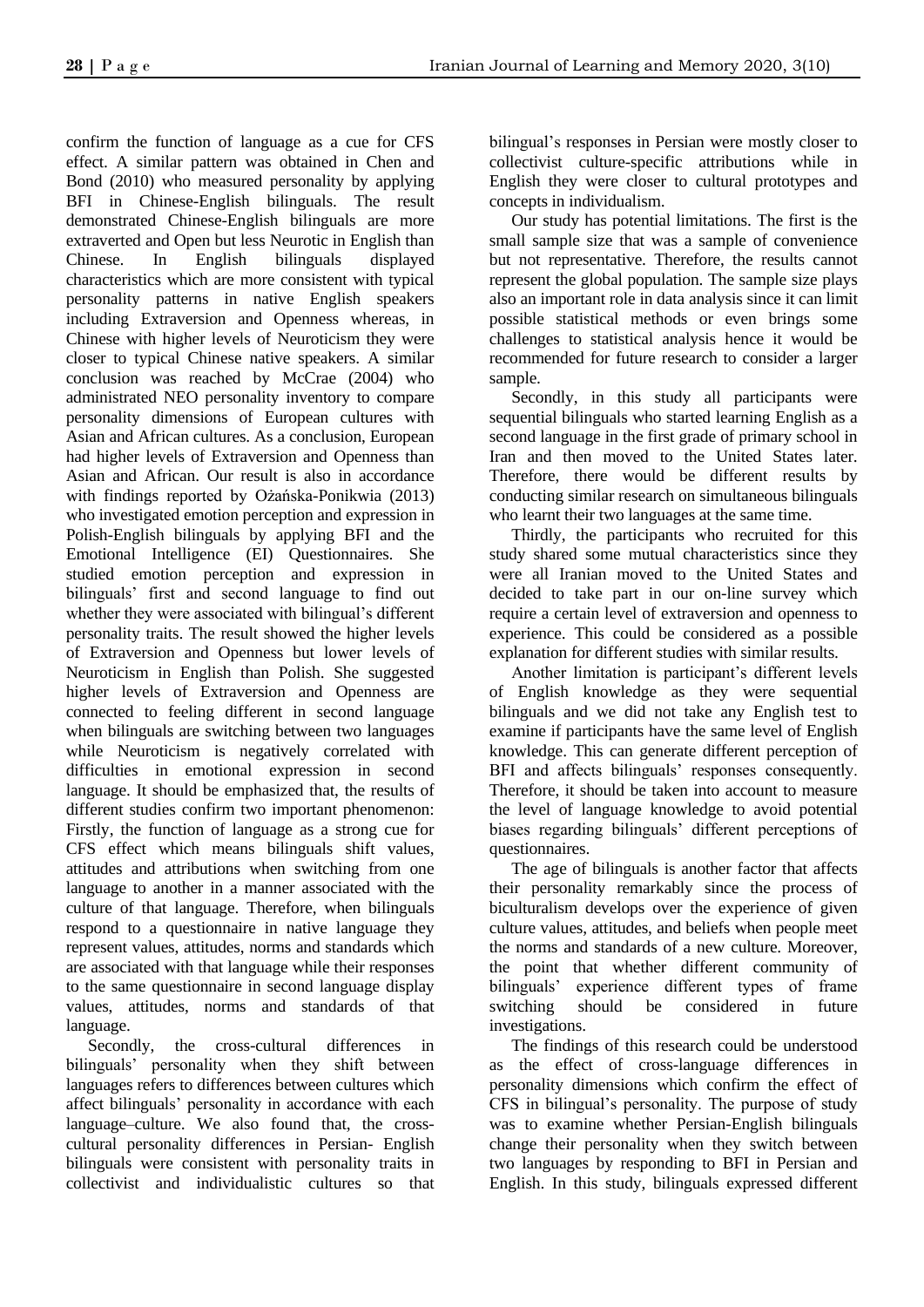confirm the function of language as a cue for CFS effect. A similar pattern was obtained in Chen and Bond (2010) who measured personality by applying BFI in Chinese-English bilinguals. The result demonstrated Chinese-English bilinguals are more extraverted and Open but less Neurotic in English than Chinese. In English bilinguals displayed characteristics which are more consistent with typical personality patterns in native English speakers including Extraversion and Openness whereas, in Chinese with higher levels of Neuroticism they were closer to typical Chinese native speakers. A similar conclusion was reached by McCrae (2004) who administrated NEO personality inventory to compare personality dimensions of European cultures with Asian and African cultures. As a conclusion, European had higher levels of Extraversion and Openness than Asian and African. Our result is also in accordance with findings reported by Ożańska-Ponikwia (2013) who investigated emotion perception and expression in Polish-English bilinguals by applying BFI and the Emotional Intelligence (EI) Questionnaires. She studied emotion perception and expression in bilinguals' first and second language to find out whether they were associated with bilingual's different personality traits. The result showed the higher levels of Extraversion and Openness but lower levels of Neuroticism in English than Polish. She suggested higher levels of Extraversion and Openness are connected to feeling different in second language when bilinguals are switching between two languages while Neuroticism is negatively correlated with difficulties in emotional expression in second language. It should be emphasized that, the results of different studies confirm two important phenomenon: Firstly, the function of language as a strong cue for CFS effect which means bilinguals shift values, attitudes and attributions when switching from one language to another in a manner associated with the culture of that language. Therefore, when bilinguals respond to a questionnaire in native language they represent values, attitudes, norms and standards which are associated with that language while their responses to the same questionnaire in second language display values, attitudes, norms and standards of that language.

Secondly, the cross-cultural differences in bilinguals' personality when they shift between languages refers to differences between cultures which affect bilinguals' personality in accordance with each language–culture. We also found that, the cross-cultural personality differences in Persian- English bilinguals were consistent with personality traits in collectivist and individualistic cultures so that bilingual's responses in Persian were mostly closer to collectivist culture-specific attributions while in English they were closer to cultural prototypes and concepts in individualism.

Our study has potential limitations. The first is the small sample size that was a sample of convenience but not representative. Therefore, the results cannot represent the global population. The sample size plays also an important role in data analysis since it can limit possible statistical methods or even brings some challenges to statistical analysis hence it would be recommended for future research to consider a larger sample.

Secondly, in this study all participants were sequential bilinguals who started learning English as a second language in the first grade of primary school in Iran and then moved to the United States later. Therefore, there would be different results by conducting similar research on simultaneous bilinguals who learnt their two languages at the same time.

Thirdly, the participants who recruited for this study shared some mutual characteristics since they were all Iranian moved to the United States and decided to take part in our on-line survey which require a certain level of extraversion and openness to experience. This could be considered as a possible explanation for different studies with similar results.

Another limitation is participant's different levels of English knowledge as they were sequential bilinguals and we did not take any English test to examine if participants have the same level of English knowledge. This can generate different perception of BFI and affects bilinguals' responses consequently. Therefore, it should be taken into account to measure the level of language knowledge to avoid potential biases regarding bilinguals' different perceptions of questionnaires.

The age of bilinguals is another factor that affects their personality remarkably since the process of biculturalism develops over the experience of given culture values, attitudes, and beliefs when people meet the norms and standards of a new culture. Moreover, the point that whether different community of bilinguals' experience different types of frame switching should be considered in future investigations.

The findings of this research could be understood as the effect of cross-language differences in personality dimensions which confirm the effect of CFS in bilingual's personality. The purpose of study was to examine whether Persian-English bilinguals change their personality when they switch between two languages by responding to BFI in Persian and English. In this study, bilinguals expressed different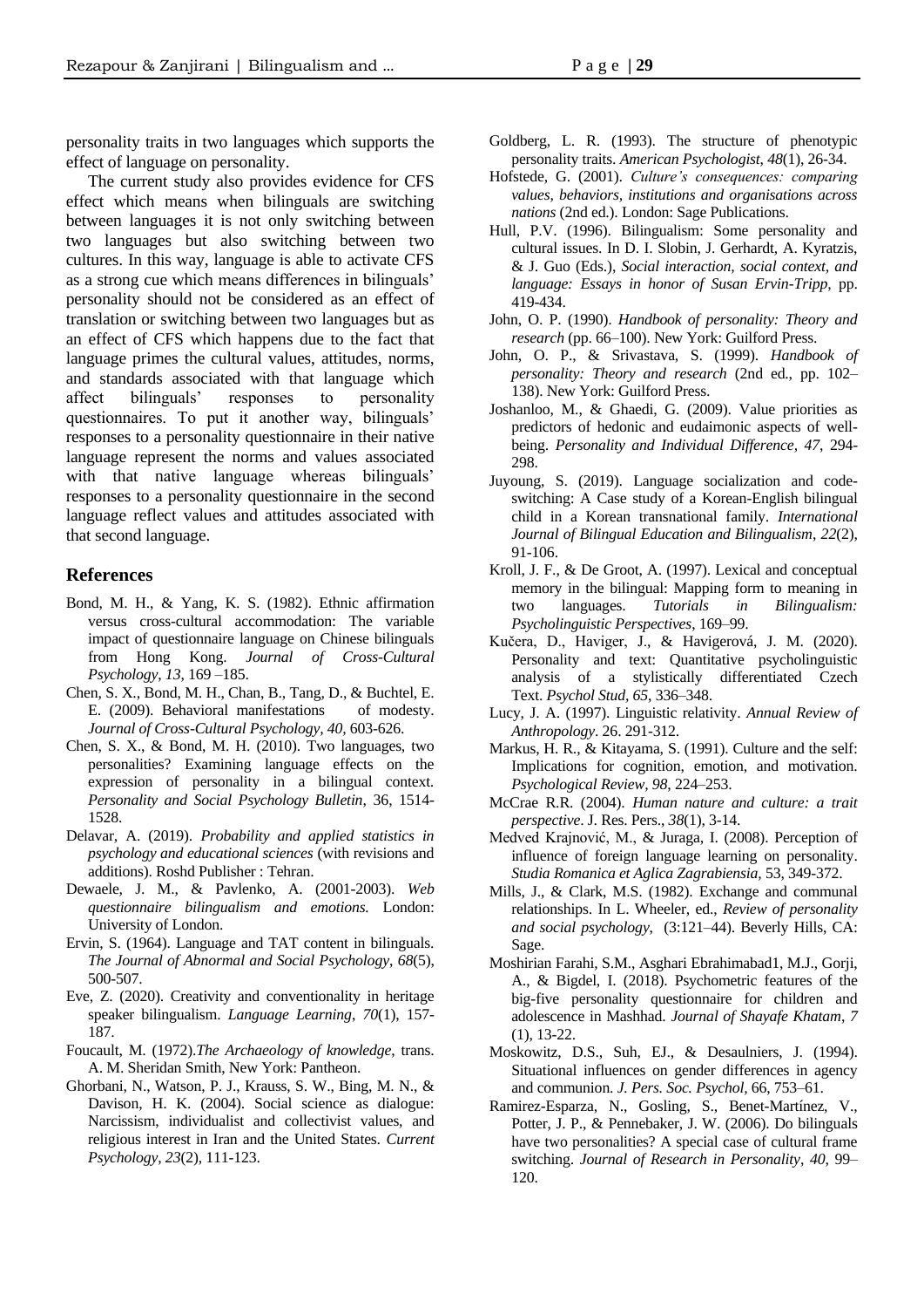personality traits in two languages which supports the effect of language on personality.

The current study also provides evidence for CFS effect which means when bilinguals are switching between languages it is not only switching between two languages but also switching between two cultures. In this way, language is able to activate CFS as a strong cue which means differences in bilinguals' personality should not be considered as an effect of translation or switching between two languages but as an effect of CFS which happens due to the fact that language primes the cultural values, attitudes, norms, and standards associated with that language which affect bilinguals' responses to personality questionnaires. To put it another way, bilinguals' responses to a personality questionnaire in their native language represent the norms and values associated with that native language whereas bilinguals' responses to a personality questionnaire in the second language reflect values and attitudes associated with that second language.

## References

Bond, M. H., & Yang, K. S. (1982). Ethnic affirmation versus cross-cultural accommodation: The variable impact of questionnaire language on Chinese bilinguals from Hong Kong. *Journal of Cross-Cultural Psychology, 13*, 169 –185.

Chen, S. X., Bond, M. H., Chan, B., Tang, D., & Buchtel, E. E. (2009). Behavioral manifestations of modesty. *Journal of Cross-Cultural Psychology, 40*, 603-626.

Chen, S. X., & Bond, M. H. (2010). Two languages, two personalities? Examining language effects on the expression of personality in a bilingual context. *Personality and Social Psychology Bulletin*, 36, 1514-1528.

Delavar, A. (2019). *Probability and applied statistics in psychology and educational sciences* (with revisions and additions). Roshd Publisher : Tehran.

Dewaele, J. M., & Pavlenko, A. (2001-2003). *Web questionnaire bilingualism and emotions.* London: University of London.

Ervin, S. (1964). Language and TAT content in bilinguals. *The Journal of Abnormal and Social Psychology, 68*(5), 500-507.

Eve, Z. (2020). Creativity and conventionality in heritage speaker bilingualism. *Language Learning*, *70*(1), 157-187.

Foucault, M. (1972).*The Archaeology of knowledge*, trans. A. M. Sheridan Smith, New York: Pantheon.

Ghorbani, N., Watson, P. J., Krauss, S. W., Bing, M. N., & Davison, H. K. (2004). Social science as dialogue: Narcissism, individualist and collectivist values, and religious interest in Iran and the United States. *Current Psychology, 23*(2), 111-123.

Goldberg, L. R. (1993). The structure of phenotypic personality traits. *American Psychologist, 48*(1), 26-34.

Hofstede, G. (2001). *Culture's consequences: comparing values, behaviors, institutions and organisations across nations* (2nd ed.). London: Sage Publications.

Hull, P.V. (1996). Bilingualism: Some personality and cultural issues. In D. I. Slobin, J. Gerhardt, A. Kyratzis, & J. Guo (Eds.), *Social interaction, social context, and language: Essays in honor of Susan Ervin-Tripp*, pp. 419-434.

John, O. P. (1990). *Handbook of personality: Theory and research* (pp. 66–100). New York: Guilford Press.

John, O. P., & Srivastava, S. (1999). *Handbook of personality: Theory and research* (2nd ed., pp. 102–138). New York: Guilford Press.

Joshanloo, M., & Ghaedi, G. (2009). Value priorities as predictors of hedonic and eudaimonic aspects of well-being. *Personality and Individual Difference*, *47*, 294-298.

Juyoung, S. (2019). Language socialization and code-switching: A Case study of a Korean-English bilingual child in a Korean transnational family. *International Journal of Bilingual Education and Bilingualism*, *22*(2), 91-106.

Kroll, J. F., & De Groot, A. (1997). Lexical and conceptual memory in the bilingual: Mapping form to meaning in two languages. *Tutorials in Bilingualism: Psycholinguistic Perspectives*, 169–99.

Kučera, D., Haviger, J., & Havigerová, J. M. (2020). Personality and text: Quantitative psycholinguistic analysis of a stylistically differentiated Czech Text. *Psychol Stud, 65*, 336–348.

Lucy, J. A. (1997). Linguistic relativity. *Annual Review of Anthropology*. 26. 291-312.

Markus, H. R., & Kitayama, S. (1991). Culture and the self: Implications for cognition, emotion, and motivation. *Psychological Review, 98*, 224–253.

McCrae R.R. (2004). *Human nature and culture: a trait perspective*. J. Res. Pers., *38*(1), 3-14.

Medved Krajnović, M., & Juraga, I. (2008). Perception of influence of foreign language learning on personality. *Studia Romanica et Aglica Zagrabiensia,* 53, 349-372.

Mills, J., & Clark, M.S. (1982). Exchange and communal relationships. In L. Wheeler, ed., *Review of personality and social psychology*, (3:121–44). Beverly Hills, CA: Sage.

Moshirian Farahi, S.M., Asghari Ebrahimabad1, M.J., Gorji, A., & Bigdel, I. (2018). Psychometric features of the big-five personality questionnaire for children and adolescence in Mashhad. *Journal of Shayafe Khatam*, *7* (1), 13-22.

Moskowitz, D.S., Suh, EJ., & Desaulniers, J. (1994). Situational influences on gender differences in agency and communion. *J. Pers. Soc. Psychol,* 66, 753–61.

Ramirez-Esparza, N., Gosling, S., Benet-Martínez, V., Potter, J. P., & Pennebaker, J. W. (2006). Do bilinguals have two personalities? A special case of cultural frame switching. *Journal of Research in Personality*, *40*, 99–120.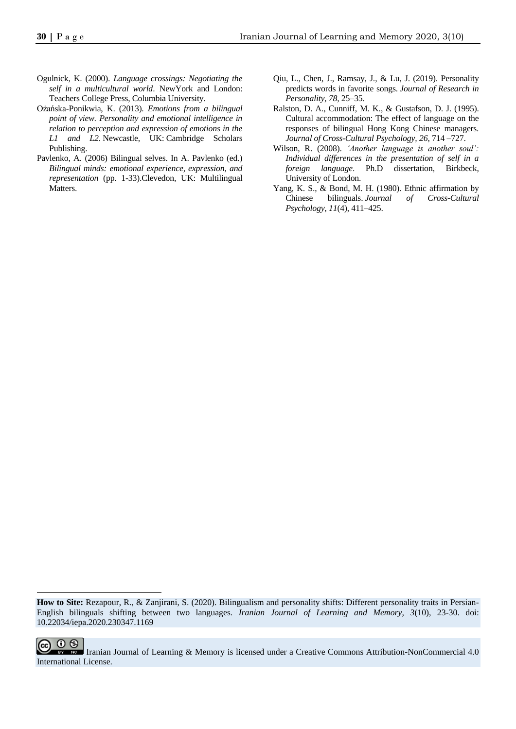Ogulnick, K. (2000). *Language crossings: Negotiating the self in a multicultural world*. NewYork and London: Teachers College Press, Columbia University.

Ożańska-Ponikwia, K. (2013). *Emotions from a bilingual point of view. Personality and emotional intelligence in relation to perception and expression of emotions in the L1 and L2*. Newcastle, UK: Cambridge Scholars Publishing.

Pavlenko, A. (2006) Bilingual selves. In A. Pavlenko (ed.) *Bilingual minds: emotional experience, expression, and representation* (pp. 1-33).Clevedon, UK: Multilingual Matters.

Qiu, L., Chen, J., Ramsay, J., & Lu, J. (2019). Personality predicts words in favorite songs. *Journal of Research in Personality, 78*, 25–35.

Ralston, D. A., Cunniff, M. K., & Gustafson, D. J. (1995). Cultural accommodation: The effect of language on the responses of bilingual Hong Kong Chinese managers. *Journal of Cross-Cultural Psychology, 26*, 714 –727.

Wilson, R. (2008). *'Another language is another soul': Individual differences in the presentation of self in a foreign language*. Ph.D dissertation, Birkbeck, University of London.

Yang, K. S., & Bond, M. H. (1980). Ethnic affirmation by Chinese bilinguals. *Journal of Cross-Cultural Psychology*, *11*(4), 411–425.

---

**How to Site:** Rezapour, R., & Zanjirani, S. (2020). Bilingualism and personality shifts: Different personality traits in Persian-English bilinguals shifting between two languages. *Iranian Journal of Learning and Memory, 3*(10), 23-30. doi: 10.22034/iepa.2020.230347.1169

Iranian Journal of Learning & Memory is licensed under a Creative Commons Attribution-NonCommercial 4.0 International License.